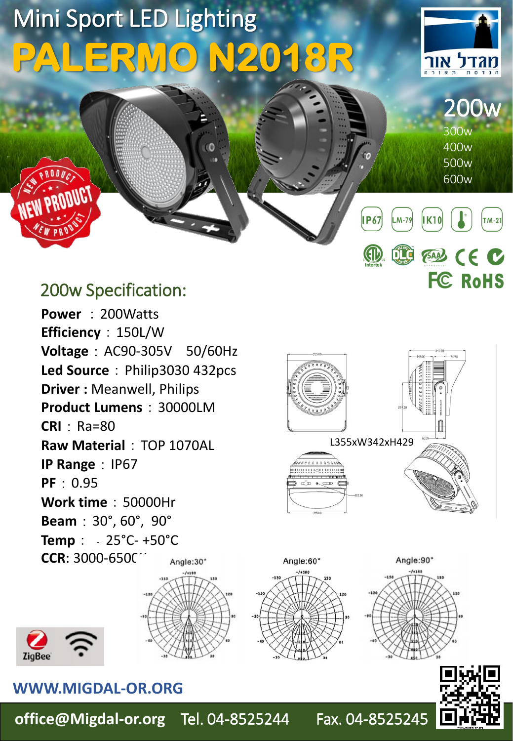# Mini Sport LED Lighting

# PALERMO N2018R

מגדל אור
הנדסת תאורה

**200w**
300w
400w
500w
600w

IP67 LM-79 IK10 TM-21

CE RoHS

## 200w Specification:

**Power** : 200Watts
**Efficiency** : 150L/W
**Voltage** : AC90-305V 50/60Hz
**Led Source** : Philip3030 432pcs
**Driver :** Meanwell, Philips
**Product Lumens** : 30000LM
**CRI** : Ra=80
**Raw Material** : TOP 1070AL
**IP Range** : IP67
**PF** : 0.95
**Work time** : 50000Hr
**Beam** : 30°, 60°, 90°
**Temp** : -25°C- +50°C
**CCR**: 3000-6500K

L355xW342xH429

Angle:30° Angle:60° Angle:90°

ZigBee

**WWW.MIGDAL-OR.ORG**

**office@Migdal-or.org** Tel. 04-8525244 Fax. 04-8525245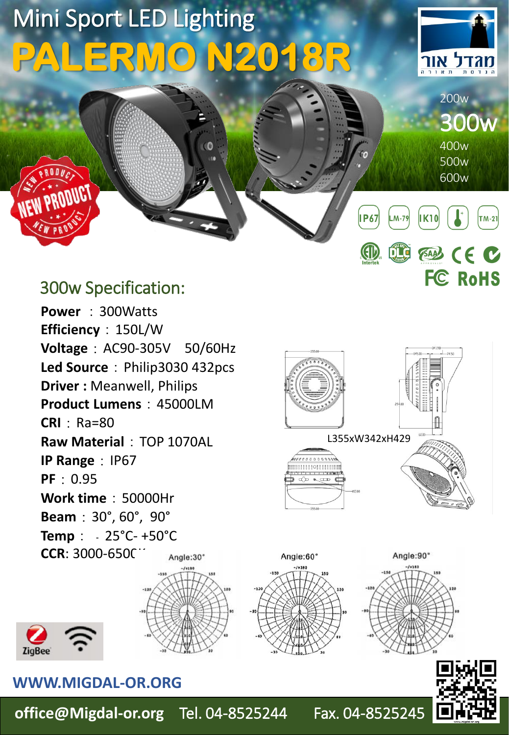# Mini Sport LED Lighting

# PALERMO N2018R

מגדל אור
הנדסת תאורה

200w
300w
400w
500w
600w

IP67 LM-79 IK10 TM-21

CE RoHS FC SAA DLC

## 300w Specification:

**Power** : 300Watts
**Efficiency** : 150L/W
**Voltage** : AC90-305V 50/60Hz
**Led Source** : Philip3030 432pcs
**Driver :** Meanwell, Philips
**Product Lumens** : 45000LM
**CRI** : Ra=80
**Raw Material** : TOP 1070AL
**IP Range** : IP67
**PF** : 0.95
**Work time** : 50000Hr
**Beam** : 30°, 60°, 90°
**Temp** : -25°C- +50°C
**CCR**: 3000-6500K

L355xW342xH429

Angle:30° Angle:60° Angle:90°

ZigBee

**WWW.MIGDAL-OR.ORG**

**office@Migdal-or.org** Tel. 04-8525244 Fax. 04-8525245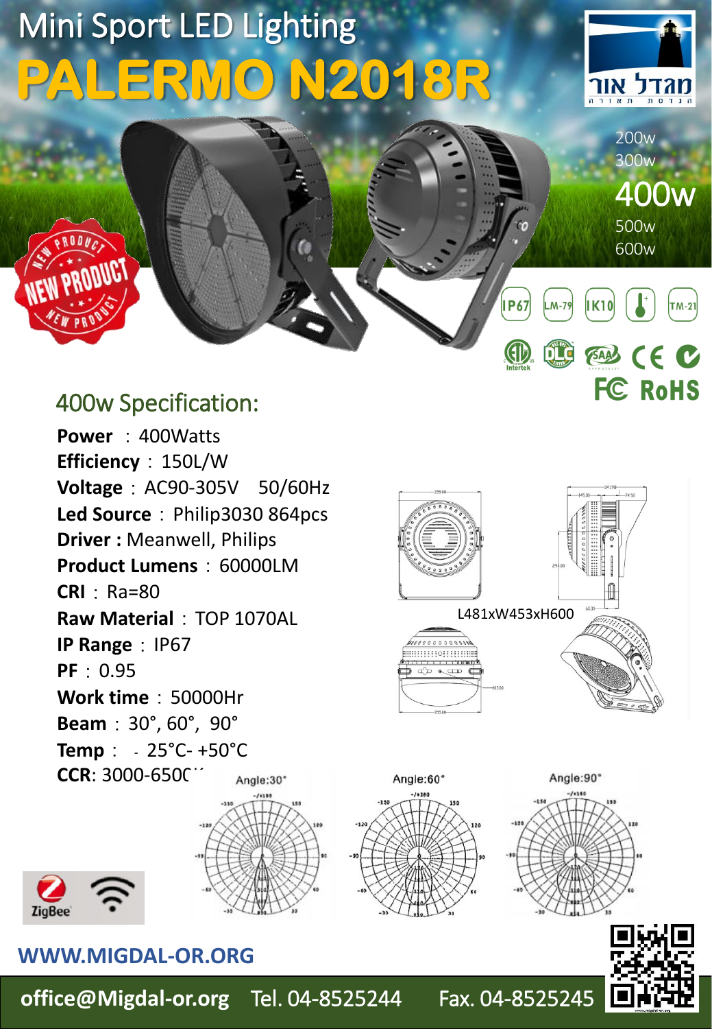# Mini Sport LED Lighting

# PALERMO N2018R

מגדל אור
הנדסת תאורה

200w
300w
**400w**
500w
600w

IP67 LM-79 IK10 TM-21

FC RoHS

## 400w Specification:

**Power** : 400Watts
**Efficiency** : 150L/W
**Voltage** : AC90-305V 50/60Hz
**Led Source** : Philip3030 864pcs
**Driver :** Meanwell, Philips
**Product Lumens** : 60000LM
**CRI** : Ra=80
**Raw Material** : TOP 1070AL
**IP Range** : IP67
**PF** : 0.95
**Work time** : 50000Hr
**Beam** : 30°, 60°, 90°
**Temp** : - 25°C- +50°C
**CCR**: 3000-6500K

L481xW453xH600

Angle:30° Angle:60° Angle:90°

ZigBee

**WWW.MIGDAL-OR.ORG**

**office@Migdal-or.org** Tel. 04-8525244 Fax. 04-8525245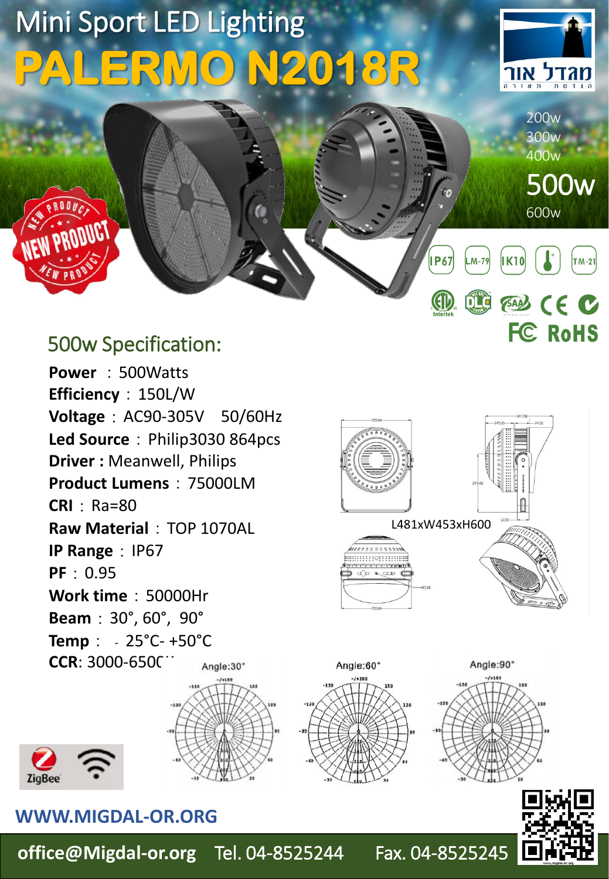# Mini Sport LED Lighting

# PALERMO N2018R

מגדל אור

הנדסת תאורה

200w
300w
400w
**500w**
600w

IP67 LM-79 IK10 TM-21

FC RoHS

NEW PRODUCT

## 500w Specification:

**Power** : 500Watts
**Efficiency** : 150L/W
**Voltage** : AC90-305V 50/60Hz
**Led Source** : Philip3030 864pcs
**Driver :** Meanwell, Philips
**Product Lumens** : 75000LM
**CRI** : Ra=80
**Raw Material** : TOP 1070AL
**IP Range** : IP67
**PF** : 0.95
**Work time** : 50000Hr
**Beam** : 30°, 60°, 90°
**Temp** : -25°C- +50°C
**CCR**: 3000-6500K

L481xW453xH600

Angle:30° Angle:60° Angle:90°

ZigBee

**WWW.MIGDAL-OR.ORG**

**office@Migdal-or.org** Tel. 04-8525244 Fax. 04-8525245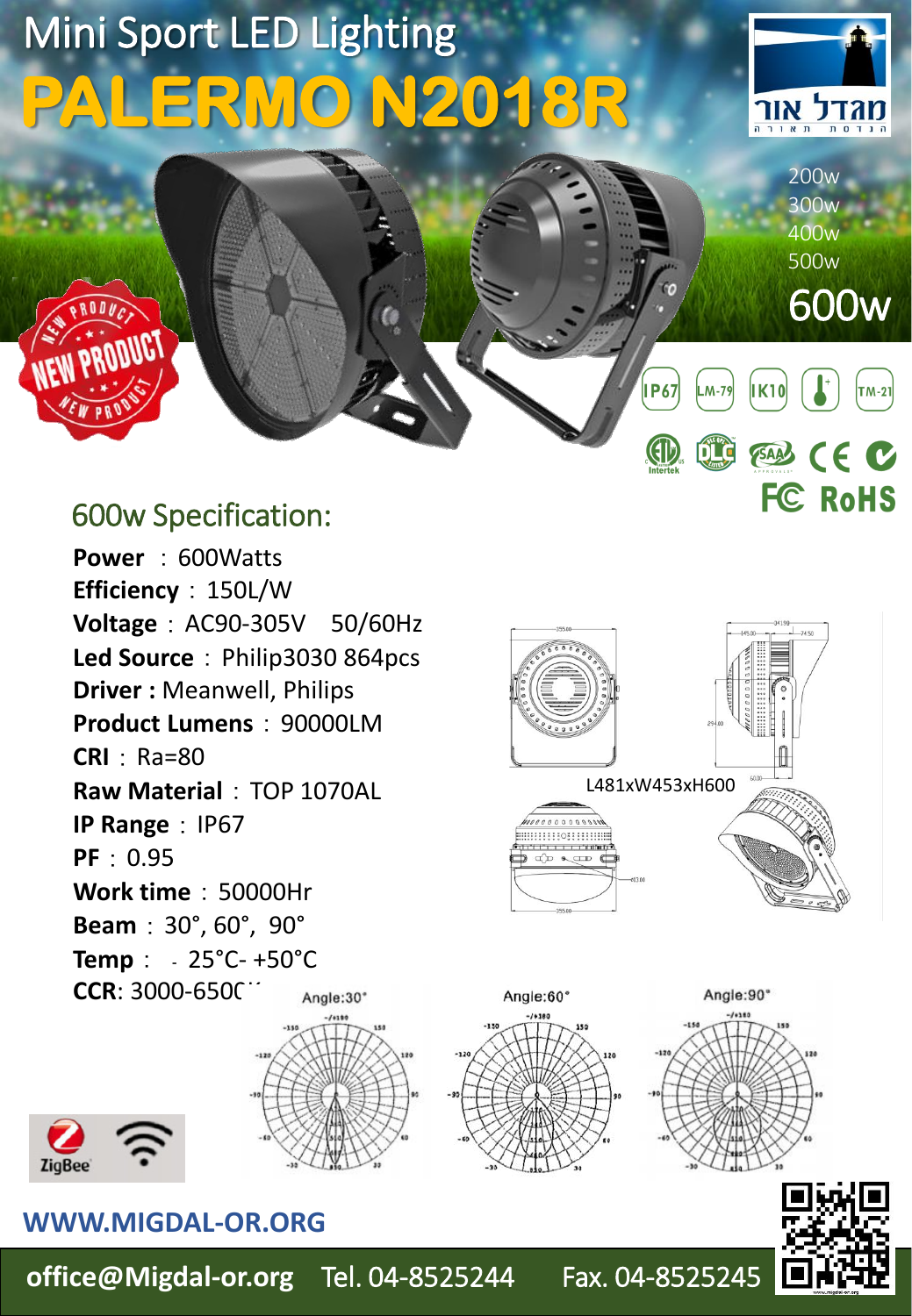# Mini Sport LED Lighting

# PALERMO N2018R

מגדל אור
הנדסת תאורה

200w
300w
400w
500w
600w

IP67 LM-79 IK10 TM-21

FC RoHS

NEW PRODUCT

## 600w Specification:

**Power** : 600Watts
**Efficiency** : 150L/W
**Voltage** : AC90-305V 50/60Hz
**Led Source** : Philip3030 864pcs
**Driver :** Meanwell, Philips
**Product Lumens** : 90000LM
**CRI** : Ra=80
**Raw Material** : TOP 1070AL
**IP Range** : IP67
**PF** : 0.95
**Work time** : 50000Hr
**Beam** : 30°, 60°, 90°
**Temp** : -25°C- +50°C
**CCR**: 3000-6500K

L481xW453xH600

Angle:30°

Angle:60°

Angle:90°

ZigBee

**WWW.MIGDAL-OR.ORG**

**office@Migdal-or.org** Tel. 04-8525244 Fax. 04-8525245